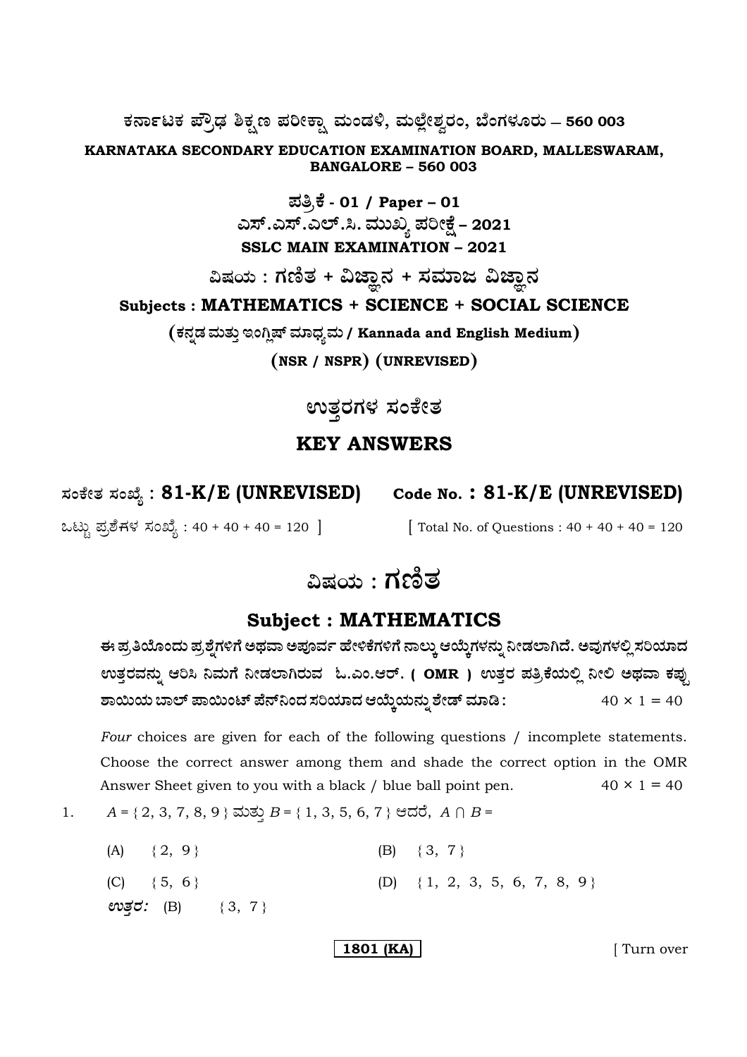# ಕರ್ನಾಟಕ ಪ್ರೌಢ ಶಿಕ್ಷಣ ಪರೀಕ್ಷಾ ಮಂಡಳಿ, ಮಲ್ಲೇಶ್ವರಂ, ಬೆಂಗಳೂರು – 560 003

**KARNATAKA SECONDARY EDUCATION EXAMINATION BOARD, MALLESWARAM, BANGALORE – 560 003**

**ಪತ್ರಿಕೆ - 01 / Paper – 01**

**ಎಸ್.ಎಸ್.ಎಲ್.ಸಿ. ಮುಖ್ಯ ಪರೀಕ್ಷೆ – 2021**

**SSLC MAIN EXAMINATION – 2021**

**ವಿಷಯ : ಗಣಿತ + ವಿಜ್ಞಾನ + ಸಮಾಜ ವಿಜ್ಞಾನ**

**Subjects : MATHEMATICS + SCIENCE + SOCIAL SCIENCE**

**(ಕನ್ನಡ ಮತ್ತು ಇಂಗ್ಲಿಷ್ ಮಾಧ್ಯಮ / Kannada and English Medium)**

**(NSR / NSPR) (UNREVISED)**

## ಉತ್ತರಗಳ ಸಂಕೇತ

## KEY ANSWERS

**ಸಂಕೇತ ಸಂಖ್ಯೆ : 81-K/E (UNREVISED)** **Code No. : 81-K/E (UNREVISED)**

ಒಟ್ಟು ಪ್ರಶ್ನೆಗಳ ಸಂಖ್ಯೆ : 40 + 40 + 40 = 120 ] [ Total No. of Questions : 40 + 40 + 40 = 120

# ವಿಷಯ : ಗಣಿತ

## Subject : MATHEMATICS

**ಈ ಪ್ರತಿಯೊಂದು ಪ್ರಶ್ನೆಗಳಿಗೆ ಅಥವಾ ಅಪೂರ್ಣ ಹೇಳಿಕೆಗಳಿಗೆ ನಾಲ್ಕು ಆಯ್ಕೆಗಳನ್ನು ನೀಡಲಾಗಿದೆ. ಅವುಗಳಲ್ಲಿ ಸರಿಯಾದ ಉತ್ತರವನ್ನು ಆರಿಸಿ ನಿಮಗೆ ನೀಡಲಾಗಿರುವ ಓ.ಎಂ.ಆರ್. ( OMR ) ಉತ್ತರ ಪತ್ರಿಕೆಯಲ್ಲಿ ನೀಲಿ ಅಥವಾ ಕಪ್ಪು ಶಾಯಿಯ ಬಾಲ್ ಪಾಯಿಂಟ್ ಪೆನ್‌ನಿಂದ ಸರಿಯಾದ ಆಯ್ಕೆಯನ್ನು ಶೇಡ್ ಮಾಡಿ :** $40 \times 1 = 40$

*Four* choices are given for each of the following questions / incomplete statements. Choose the correct answer among them and shade the correct option in the OMR Answer Sheet given to you with a black / blue ball point pen. $40 \times 1 = 40$

1. $A = \{ 2, 3, 7, 8, 9 \}$ ಮತ್ತು $B = \{ 1, 3, 5, 6, 7 \}$ ಆದರೆ, $A \cap B =$

   (A) $\{ 2, 9 \}$ (B) $\{ 3, 7 \}$

   (C) $\{ 5, 6 \}$ (D) $\{ 1, 2, 3, 5, 6, 7, 8, 9 \}$

   ***ಉತ್ತರ:*** (B) $\{ 3, 7 \}$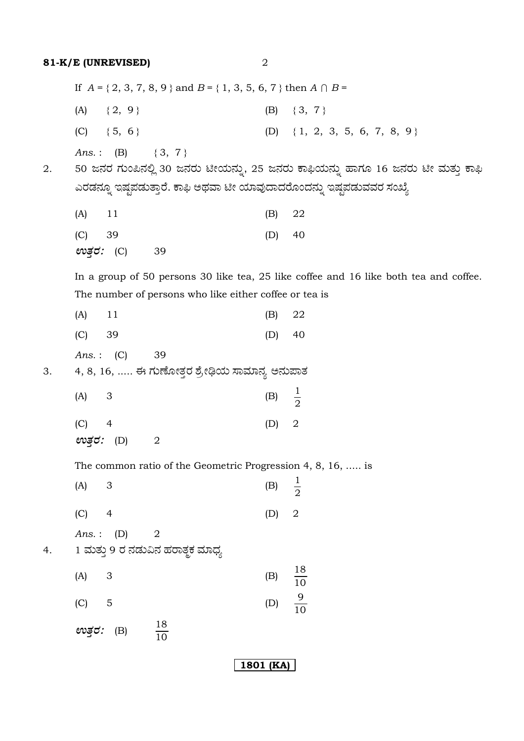If $A = \{ 2, 3, 7, 8, 9 \}$ and $B = \{ 1, 3, 5, 6, 7 \}$ then $A \cap B =$

(A) $\{ 2, 9 \}$ (B) $\{ 3, 7 \}$

(C) $\{ 5, 6 \}$ (D) $\{ 1, 2, 3, 5, 6, 7, 8, 9 \}$

*Ans.* : (B) $\{ 3, 7 \}$

2. 50 ಜನರ ಗುಂಪಿನಲ್ಲಿ 30 ಜನರು ಟೀಯನ್ನು, 25 ಜನರು ಕಾಫಿಯನ್ನು ಹಾಗೂ 16 ಜನರು ಟೀ ಮತ್ತು ಕಾಫಿ ಎರಡನ್ನೂ ಇಷ್ಟಪಡುತ್ತಾರೆ. ಕಾಫಿ ಅಥವಾ ಟೀ ಯಾವುದಾದರೊಂದನ್ನು ಇಷ್ಟಪಡುವವರ ಸಂಖ್ಯೆ

(A) 11 (B) 22

(C) 39 (D) 40

***ಉತ್ತರ:*** (C) 39

In a group of 50 persons 30 like tea, 25 like coffee and 16 like both tea and coffee. The number of persons who like either coffee or tea is

(A) 11 (B) 22

(C) 39 (D) 40

*Ans.* : (C) 39

3. 4, 8, 16, ..... ಈ ಗುಣೋತ್ತರ ಶ್ರೇಢಿಯ ಸಾಮಾನ್ಯ ಅನುಪಾತ

(A) 3 (B) $\frac{1}{2}$

(C) 4 (D) 2

***ಉತ್ತರ:*** (D) 2

The common ratio of the Geometric Progression 4, 8, 16, ..... is

(A) 3 (B) $\frac{1}{2}$

(C) 4 (D) 2

*Ans.* : (D) 2

4. 1 ಮತ್ತು 9 ರ ನಡುವಿನ ಹರಾತ್ಮಕ ಮಾಧ್ಯ

(A) 3 (B) $\frac{18}{10}$

(C) 5 (D) $\frac{9}{10}$

***ಉತ್ತರ:*** (B) $\frac{18}{10}$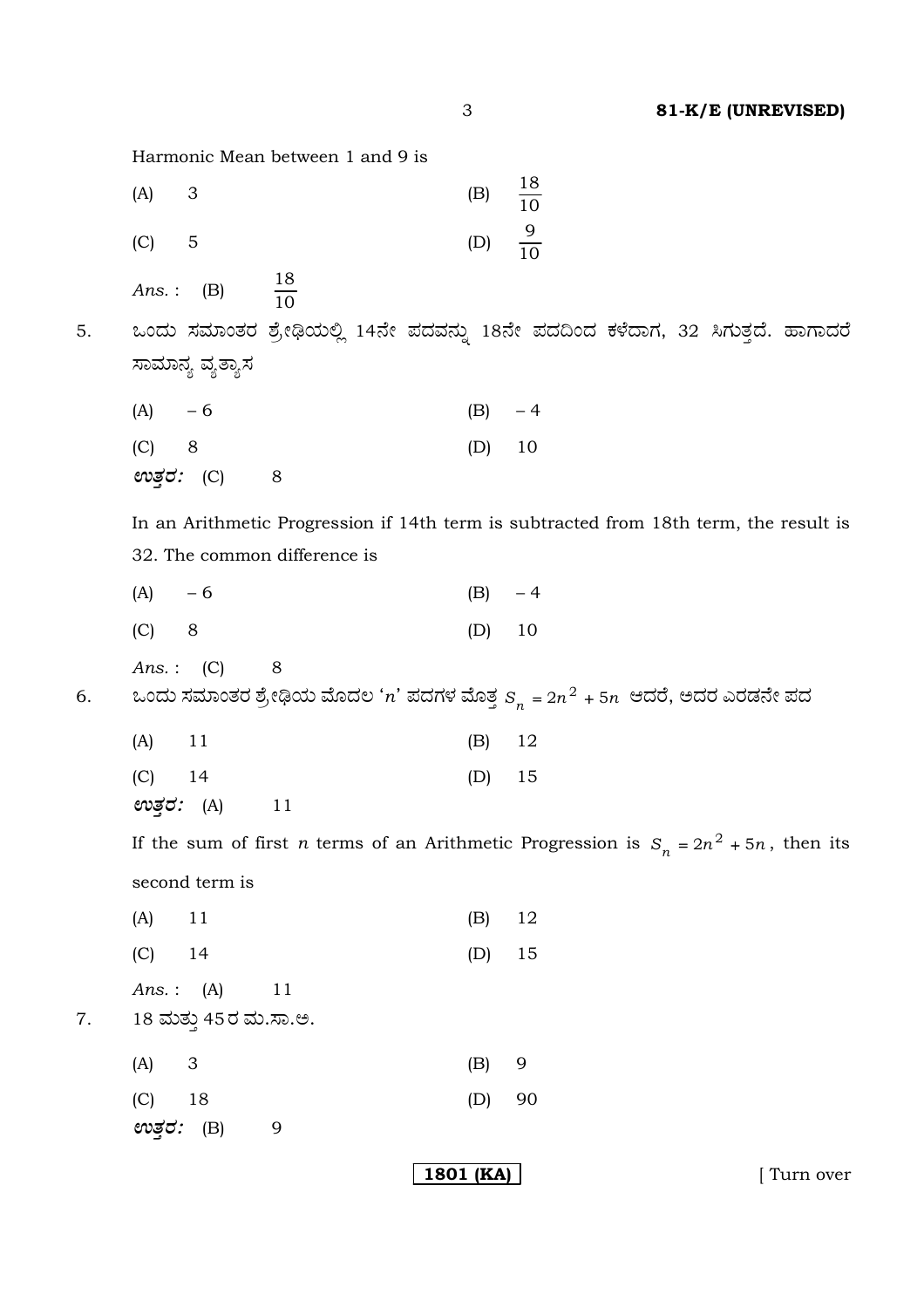Harmonic Mean between 1 and 9 is

(A) 3 (B) $\frac{18}{10}$

(C) 5 (D) $\frac{9}{10}$

*Ans.* : (B) $\frac{18}{10}$

5. ಒಂದು ಸಮಾಂತರ ಶ್ರೇಢಿಯಲ್ಲಿ 14ನೇ ಪದವನ್ನು 18ನೇ ಪದದಿಂದ ಕಳೆದಾಗ, 32 ಸಿಗುತ್ತದೆ. ಹಾಗಾದರೆ ಸಾಮಾನ್ಯ ವ್ಯತ್ಯಾಸ

(A) – 6 (B) – 4

(C) 8 (D) 10

***ಉತ್ತರ:*** (C) 8

In an Arithmetic Progression if 14th term is subtracted from 18th term, the result is 32. The common difference is

(A) – 6 (B) – 4

(C) 8 (D) 10

*Ans.* : (C) 8

6. ಒಂದು ಸಮಾಂತರ ಶ್ರೇಢಿಯ ಮೊದಲ '$n$' ಪದಗಳ ಮೊತ್ತ $S_n = 2n^2 + 5n$ ಆದರೆ, ಅದರ ಎರಡನೇ ಪದ

(A) 11 (B) 12

(C) 14 (D) 15

***ಉತ್ತರ:*** (A) 11

If the sum of first $n$ terms of an Arithmetic Progression is $S_n = 2n^2 + 5n$, then its second term is

(A) 11 (B) 12

(C) 14 (D) 15

*Ans.* : (A) 11

7. 18 ಮತ್ತು 45ರ ಮ.ಸಾ.ಅ.

(A) 3 (B) 9

(C) 18 (D) 90

***ಉತ್ತರ:*** (B) 9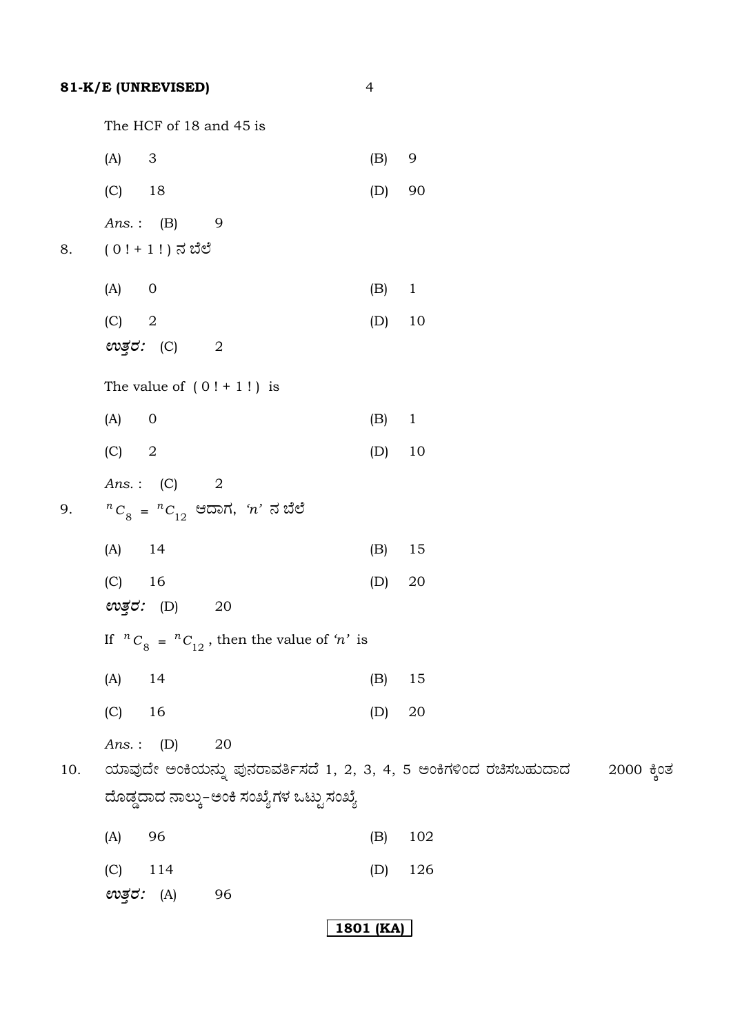The HCF of 18 and 45 is

(A) 3 (B) 9

(C) 18 (D) 90

*Ans.* : (B) 9

8. ( 0 ! + 1 ! ) ನ ಬೆಲೆ

(A) 0 (B) 1

(C) 2 (D) 10

***ಉತ್ತರ:*** (C) 2

The value of ( 0 ! + 1 ! ) is

(A) 0 (B) 1

(C) 2 (D) 10

*Ans.* : (C) 2

9. ${}^{n}C_{8} = {}^{n}C_{12}$ ಆದಾಗ, '$n$' ನ ಬೆಲೆ

(A) 14 (B) 15

(C) 16 (D) 20

***ಉತ್ತರ:*** (D) 20

If ${}^{n}C_{8} = {}^{n}C_{12}$, then the value of '$n$' is

(A) 14 (B) 15

(C) 16 (D) 20

*Ans.* : (D) 20

10. ಯಾವುದೇ ಅಂಕಿಯನ್ನು ಪುನರಾವರ್ತಿಸದೆ 1, 2, 3, 4, 5 ಅಂಕಿಗಳಿಂದ ರಚಿಸಬಹುದಾದ 2000 ಕ್ಕಿಂತ ದೊಡ್ಡದಾದ ನಾಲ್ಕು-ಅಂಕಿ ಸಂಖ್ಯೆಗಳ ಒಟ್ಟು ಸಂಖ್ಯೆ

(A) 96 (B) 102

(C) 114 (D) 126

***ಉತ್ತರ:*** (A) 96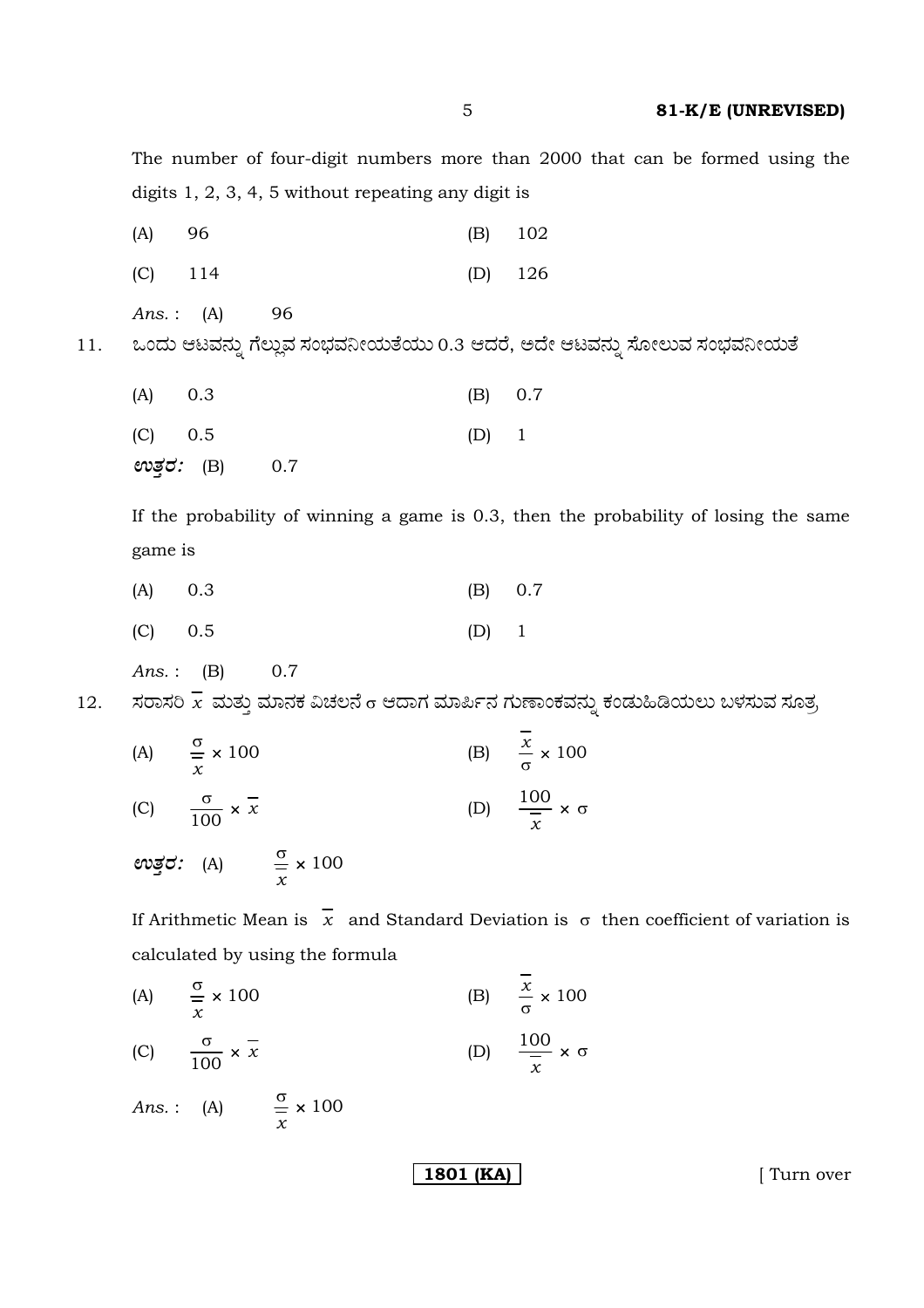The number of four-digit numbers more than 2000 that can be formed using the digits 1, 2, 3, 4, 5 without repeating any digit is

(A) 96 (B) 102

(C) 114 (D) 126

*Ans.* : (A) 96

11. ಒಂದು ಆಟವನ್ನು ಗೆಲ್ಲುವ ಸಂಭವನೀಯತೆಯು 0.3 ಆದರೆ, ಅದೇ ಆಟವನ್ನು ಸೋಲುವ ಸಂಭವನೀಯತೆ

(A) 0.3 (B) 0.7

(C) 0.5 (D) 1

***ಉತ್ತರ:*** (B) 0.7

If the probability of winning a game is 0.3, then the probability of losing the same game is

(A) 0.3 (B) 0.7

(C) 0.5 (D) 1

*Ans.* : (B) 0.7

12. ಸರಾಸರಿ $\overline{x}$ ಮತ್ತು ಮಾನಕ ವಿಚಲನೆ $\sigma$ ಆದಾಗ ಮಾರ್ಪಿನ ಗುಣಾಂಕವನ್ನು ಕಂಡುಹಿಡಿಯಲು ಬಳಸುವ ಸೂತ್ರ

(A) $\frac{\sigma}{\overline{x}} \times 100$ (B) $\frac{\overline{x}}{\sigma} \times 100$

(C) $\frac{\sigma}{100} \times \overline{x}$ (D) $\frac{100}{\overline{x}} \times \sigma$

***ಉತ್ತರ:*** (A) $\frac{\sigma}{\overline{x}} \times 100$

If Arithmetic Mean is $\overline{x}$ and Standard Deviation is $\sigma$ then coefficient of variation is calculated by using the formula

(A) $\frac{\sigma}{\overline{x}} \times 100$ (B) $\frac{\overline{x}}{\sigma} \times 100$

(C) $\frac{\sigma}{100} \times \overline{x}$ (D) $\frac{100}{\overline{x}} \times \sigma$

*Ans.* : (A) $\frac{\sigma}{\overline{x}} \times 100$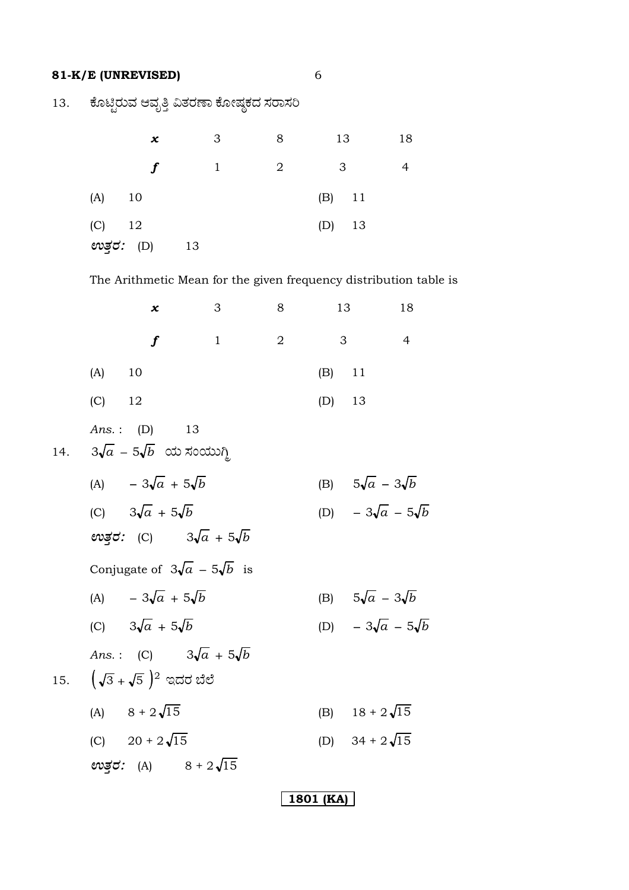13. ಕೊಟ್ಟಿರುವ ಆವೃತ್ತಿ ವಿತರಣಾ ಕೋಷ್ಟಕದ ಸರಾಸರಿ

| $x$ | 3 | 8 | 13 | 18 |
|---|---|---|---|---|
| $f$ | 1 | 2 | 3 | 4 |

(A) 10 (B) 11

(C) 12 (D) 13

*ಉತ್ತರ:* (D) 13

The Arithmetic Mean for the given frequency distribution table is

| $x$ | 3 | 8 | 13 | 18 |
|---|---|---|---|---|
| $f$ | 1 | 2 | 3 | 4 |

(A) 10 (B) 11

(C) 12 (D) 13

*Ans.* : (D) 13

14. $3\sqrt{a} - 5\sqrt{b}$ ಯ ಸಂಯುಗ್ಮಿ

(A) $-3\sqrt{a} + 5\sqrt{b}$ (B) $5\sqrt{a} - 3\sqrt{b}$

(C) $3\sqrt{a} + 5\sqrt{b}$ (D) $-3\sqrt{a} - 5\sqrt{b}$

*ಉತ್ತರ:* (C) $3\sqrt{a} + 5\sqrt{b}$

Conjugate of $3\sqrt{a} - 5\sqrt{b}$ is

(A) $-3\sqrt{a} + 5\sqrt{b}$ (B) $5\sqrt{a} - 3\sqrt{b}$

(C) $3\sqrt{a} + 5\sqrt{b}$ (D) $-3\sqrt{a} - 5\sqrt{b}$

*Ans.* : (C) $3\sqrt{a} + 5\sqrt{b}$

15. $\left(\sqrt{3} + \sqrt{5}\right)^2$ ಇದರ ಬೆಲೆ

(A) $8 + 2\sqrt{15}$ (B) $18 + 2\sqrt{15}$

(C) $20 + 2\sqrt{15}$ (D) $34 + 2\sqrt{15}$

*ಉತ್ತರ:* (A) $8 + 2\sqrt{15}$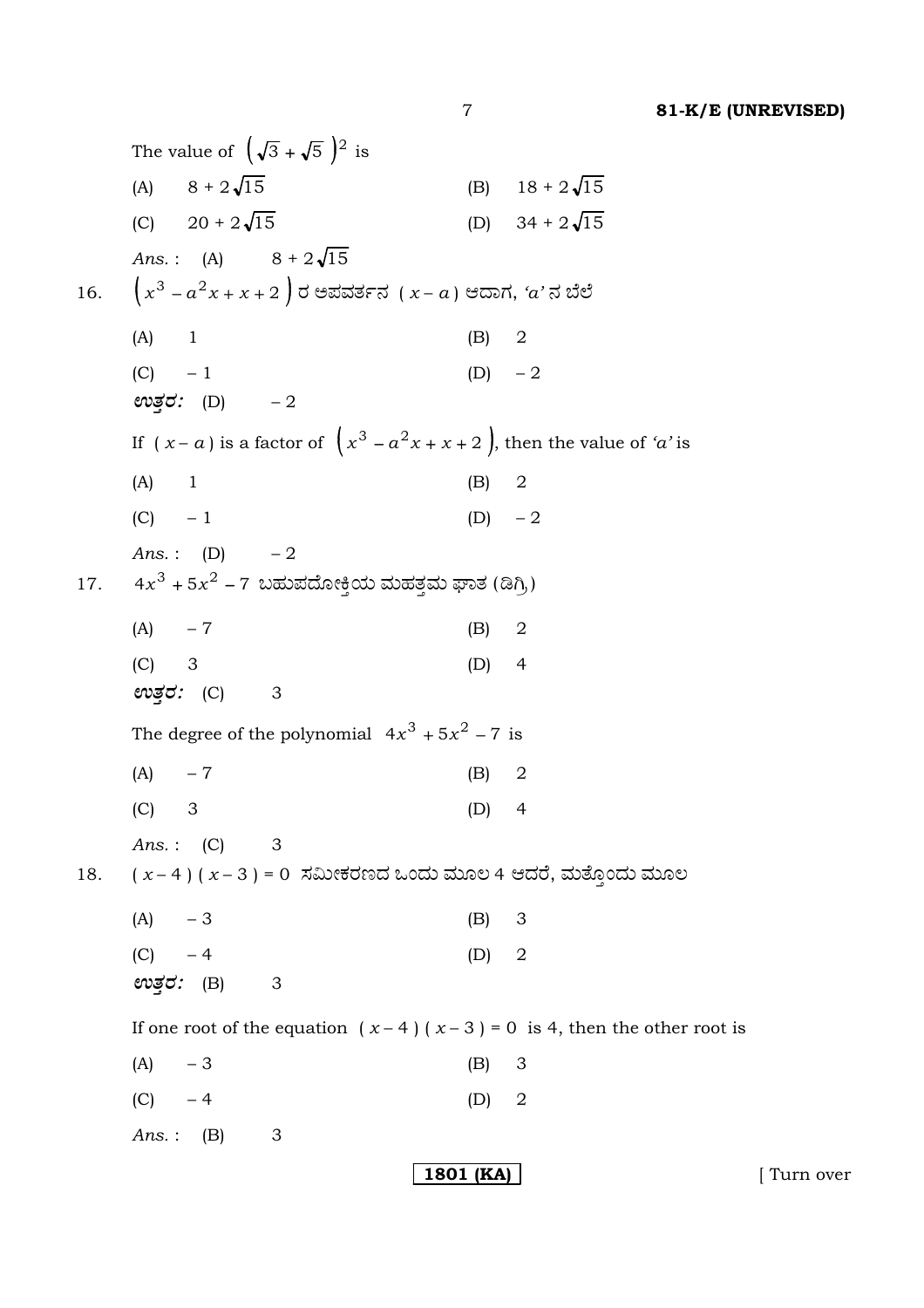The value of $\left(\sqrt{3}+\sqrt{5}\right)^2$ is

(A) $8+2\sqrt{15}$ (B) $18+2\sqrt{15}$

(C) $20+2\sqrt{15}$ (D) $34+2\sqrt{15}$

*Ans.* : (A) $8+2\sqrt{15}$

16. $\left(x^3-a^2x+x+2\right)$ ರ ಅಪವರ್ತನ $(x-a)$ ಆದಾಗ, '$a$' ನ ಬೆಲೆ

(A) 1 (B) 2

(C) $-1$ (D) $-2$

***ಉತ್ತರ:*** (D) $-2$

If $(x-a)$ is a factor of $\left(x^3-a^2x+x+2\right)$, then the value of '$a$' is

(A) 1 (B) 2

(C) $-1$ (D) $-2$

*Ans.* : (D) $-2$

17. $4x^3+5x^2-7$ ಬಹುಪದೋಕ್ತಿಯ ಮಹತ್ತಮ ಘಾತ (ಡಿಗ್ರಿ)

(A) $-7$ (B) 2

(C) 3 (D) 4

***ಉತ್ತರ:*** (C) 3

The degree of the polynomial $4x^3+5x^2-7$ is

(A) $-7$ (B) 2

(C) 3 (D) 4

*Ans.* : (C) 3

18. $(x-4)(x-3)=0$ ಸಮೀಕರಣದ ಒಂದು ಮೂಲ 4 ಆದರೆ, ಮತ್ತೊಂದು ಮೂಲ

(A) $-3$ (B) 3

(C) $-4$ (D) 2

***ಉತ್ತರ:*** (B) 3

If one root of the equation $(x-4)(x-3)=0$ is 4, then the other root is

(A) $-3$ (B) 3

(C) $-4$ (D) 2

*Ans.* : (B) 3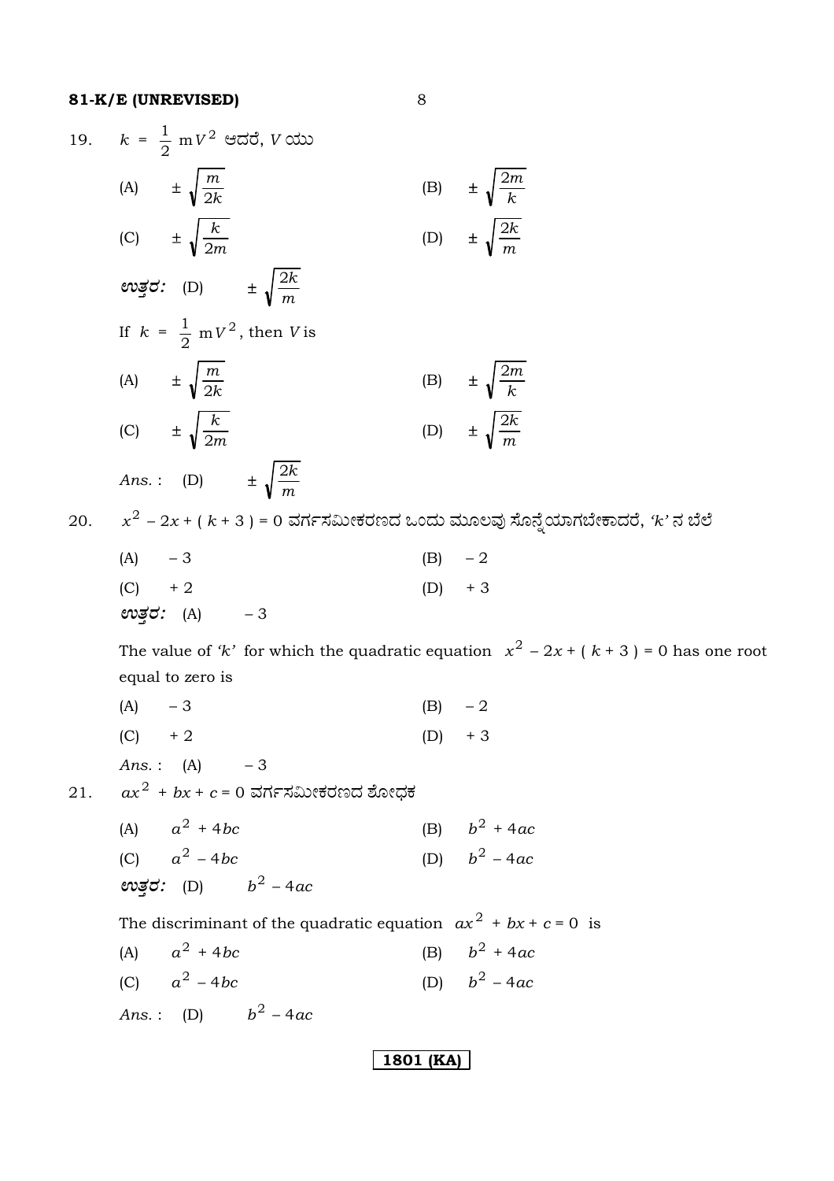19. $k = \frac{1}{2} \mathrm{m} V^2$ ಆದರೆ, $V$ ಯು

(A) $\pm \sqrt{\frac{m}{2k}}$ (B) $\pm \sqrt{\frac{2m}{k}}$

(C) $\pm \sqrt{\frac{k}{2m}}$ (D) $\pm \sqrt{\frac{2k}{m}}$

***ಉತ್ತರ:*** (D) $\pm \sqrt{\frac{2k}{m}}$

If $k = \frac{1}{2} \mathrm{m} V^2$, then $V$ is

(A) $\pm \sqrt{\frac{m}{2k}}$ (B) $\pm \sqrt{\frac{2m}{k}}$

(C) $\pm \sqrt{\frac{k}{2m}}$ (D) $\pm \sqrt{\frac{2k}{m}}$

*Ans.* : (D) $\pm \sqrt{\frac{2k}{m}}$

20. $x^2 - 2x + (k + 3) = 0$ ವರ್ಗಸಮೀಕರಣದ ಒಂದು ಮೂಲವು ಸೊನ್ನೆಯಾಗಬೇಕಾದರೆ, '$k$' ನ ಬೆಲೆ

(A) $-3$ (B) $-2$

(C) $+2$ (D) $+3$

***ಉತ್ತರ:*** (A) $-3$

The value of '$k$' for which the quadratic equation $x^2 - 2x + (k + 3) = 0$ has one root equal to zero is

(A) $-3$ (B) $-2$

(C) $+2$ (D) $+3$

*Ans.* : (A) $-3$

21. $ax^2 + bx + c = 0$ ವರ್ಗಸಮೀಕರಣದ ಶೋಧಕ

(A) $a^2 + 4bc$ (B) $b^2 + 4ac$

(C) $a^2 - 4bc$ (D) $b^2 - 4ac$

***ಉತ್ತರ:*** (D) $b^2 - 4ac$

The discriminant of the quadratic equation $ax^2 + bx + c = 0$ is

(A) $a^2 + 4bc$ (B) $b^2 + 4ac$

(C) $a^2 - 4bc$ (D) $b^2 - 4ac$

*Ans.* : (D) $b^2 - 4ac$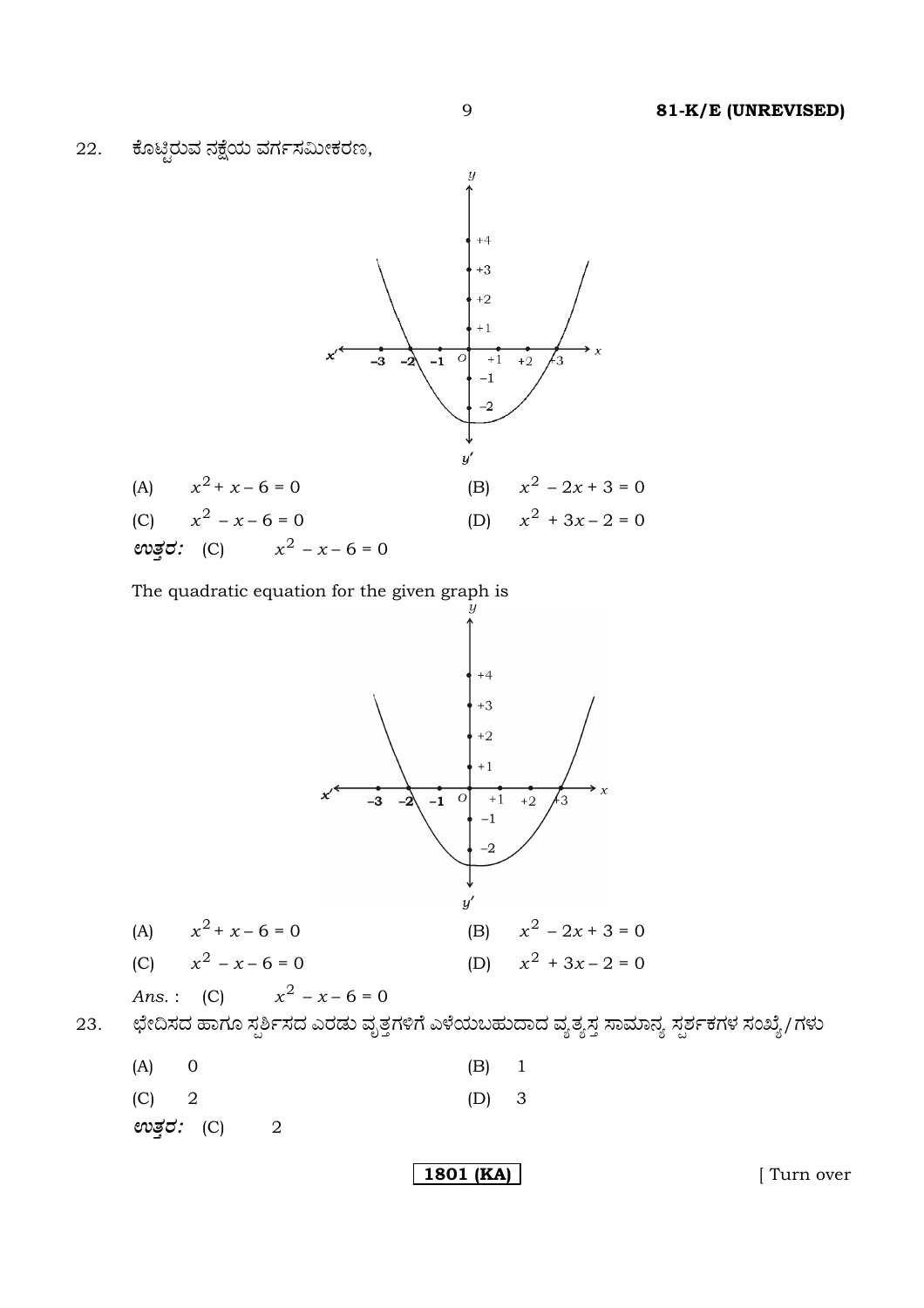22. ಕೊಟ್ಟಿರುವ ನಕ್ಷೆಯ ವರ್ಗಸಮೀಕರಣ,

(A) $x^2 + x - 6 = 0$ (B) $x^2 - 2x + 3 = 0$

(C) $x^2 - x - 6 = 0$ (D) $x^2 + 3x - 2 = 0$

***ಉತ್ತರ:*** (C) $x^2 - x - 6 = 0$

The quadratic equation for the given graph is

(A) $x^2 + x - 6 = 0$ (B) $x^2 - 2x + 3 = 0$

(C) $x^2 - x - 6 = 0$ (D) $x^2 + 3x - 2 = 0$

*Ans.* : (C) $x^2 - x - 6 = 0$

23. ಛೇದಿಸದ ಹಾಗೂ ಸ್ಪರ್ಶಿಸದ ಎರಡು ವೃತ್ತಗಳಿಗೆ ಎಳೆಯಬಹುದಾದ ವ್ಯತ್ಯಸ್ತ ಸಾಮಾನ್ಯ ಸ್ಪರ್ಶಕಗಳ ಸಂಖ್ಯೆ/ಗಳು

(A) 0 (B) 1

(C) 2 (D) 3

***ಉತ್ತರ:*** (C) 2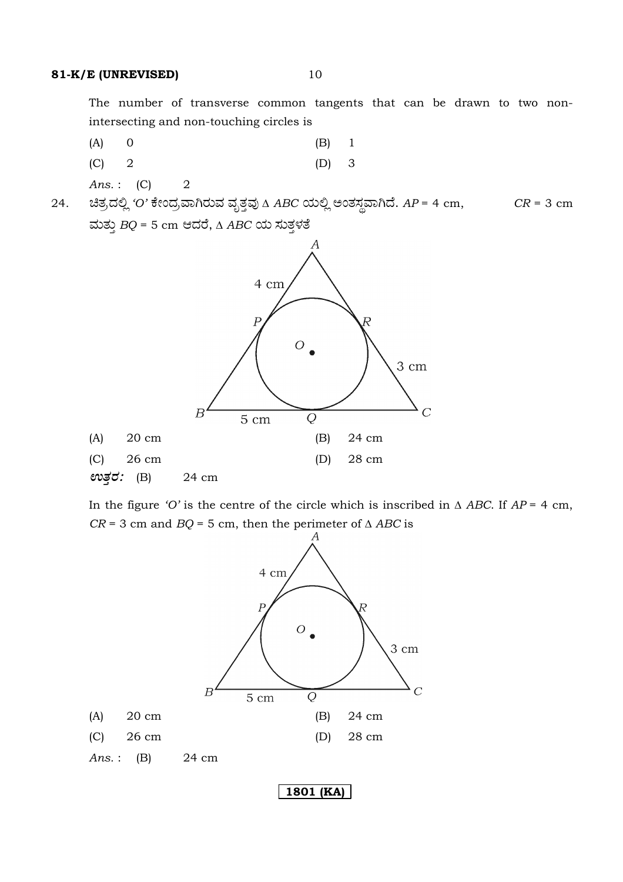The number of transverse common tangents that can be drawn to two non-intersecting and non-touching circles is

(A) 0 (B) 1

(C) 2 (D) 3

*Ans.* : (C) 2

24. ಚಿತ್ರದಲ್ಲಿ *'O'* ಕೇಂದ್ರವಾಗಿರುವ ವೃತ್ತವು $\Delta$ *ABC* ಯಲ್ಲಿ ಅಂತಸ್ಥವಾಗಿದೆ. $AP = 4$ cm, $CR = 3$ cm ಮತ್ತು $BQ = 5$ cm ಆದರೆ, $\Delta$ *ABC* ಯ ಸುತ್ತಳತೆ

(A) 20 cm (B) 24 cm

(C) 26 cm (D) 28 cm

*ಉತ್ತರ:* (B) 24 cm

In the figure *'O'* is the centre of the circle which is inscribed in $\Delta$ *ABC*. If $AP = 4$ cm, $CR = 3$ cm and $BQ = 5$ cm, then the perimeter of $\Delta$ *ABC* is

(A) 20 cm (B) 24 cm

(C) 26 cm (D) 28 cm

*Ans.* : (B) 24 cm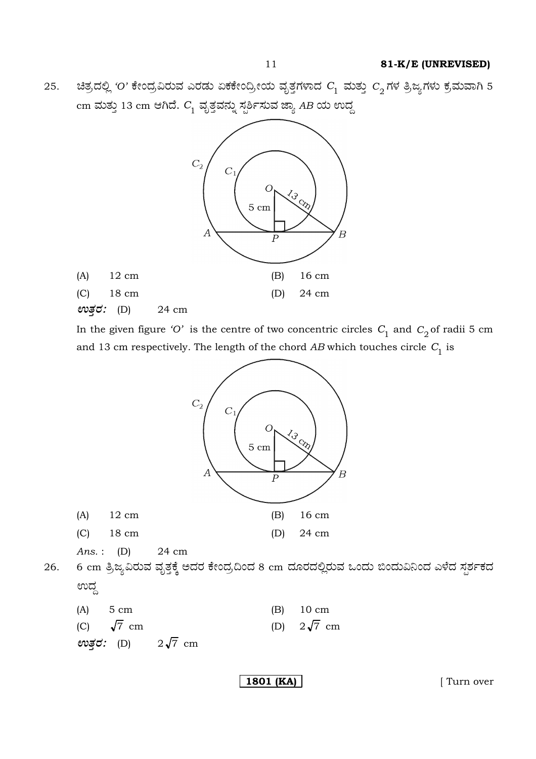25. ಚಿತ್ರದಲ್ಲಿ *'O'* ಕೇಂದ್ರವಿರುವ ಎರಡು ಏಕಕೇಂದ್ರೀಯ ವೃತ್ತಗಳಾದ $C_1$ ಮತ್ತು $C_2$ ಗಳ ತ್ರಿಜ್ಯಗಳು ಕ್ರಮವಾಗಿ 5 cm ಮತ್ತು 13 cm ಆಗಿದೆ. $C_1$ ವೃತ್ತವನ್ನು ಸ್ಪರ್ಶಿಸುವ ಜ್ಯಾ *AB* ಯ ಉದ್ದ

(A) 12 cm (B) 16 cm

(C) 18 cm (D) 24 cm

***ಉತ್ತರ:*** (D) 24 cm

In the given figure *'O'* is the centre of two concentric circles $C_1$ and $C_2$ of radii 5 cm and 13 cm respectively. The length of the chord *AB* which touches circle $C_1$ is

(A) 12 cm (B) 16 cm

(C) 18 cm (D) 24 cm

*Ans.* : (D) 24 cm

26. 6 cm ತ್ರಿಜ್ಯವಿರುವ ವೃತ್ತಕ್ಕೆ ಅದರ ಕೇಂದ್ರದಿಂದ 8 cm ದೂರದಲ್ಲಿರುವ ಒಂದು ಬಿಂದುವಿನಿಂದ ಎಳೆದ ಸ್ಪರ್ಶಕದ ಉದ್ದ

(A) 5 cm (B) 10 cm

(C) $\sqrt{7}$ cm (D) $2\sqrt{7}$ cm

***ಉತ್ತರ:*** (D) $2\sqrt{7}$ cm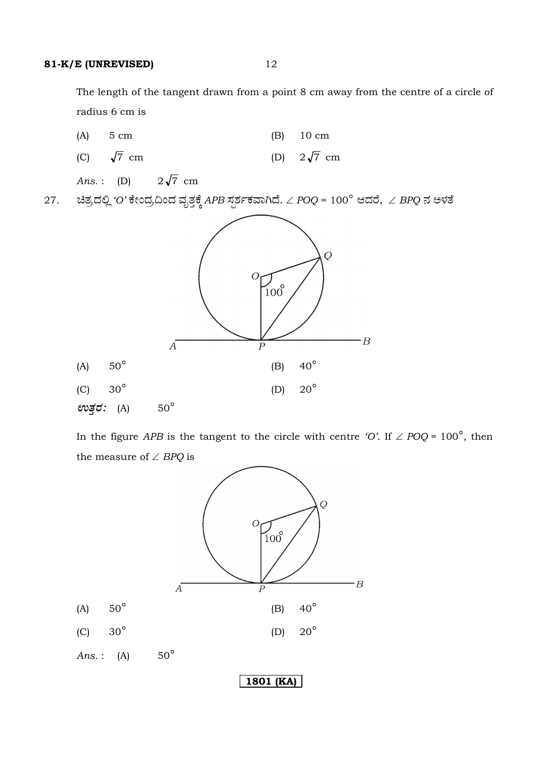The length of the tangent drawn from a point 8 cm away from the centre of a circle of radius 6 cm is

(A) 5 cm (B) 10 cm

(C) $\sqrt{7}$ cm (D) $2\sqrt{7}$ cm

*Ans.* : (D) $2\sqrt{7}$ cm

27. ಚಿತ್ರದಲ್ಲಿ *'O'* ಕೇಂದ್ರದಿಂದ ವೃತ್ತಕ್ಕೆ *APB* ಸ್ಪರ್ಶಕವಾಗಿದೆ. $\angle POQ = 100^\circ$ ಆದರೆ, $\angle BPQ$ ನ ಅಳತೆ

(A) $50^\circ$ (B) $40^\circ$

(C) $30^\circ$ (D) $20^\circ$

*ಉತ್ತರ:* (A) $50^\circ$

In the figure *APB* is the tangent to the circle with centre *'O'*. If $\angle POQ = 100^\circ$, then the measure of $\angle BPQ$ is

(A) $50^\circ$ (B) $40^\circ$

(C) $30^\circ$ (D) $20^\circ$

*Ans.* : (A) $50^\circ$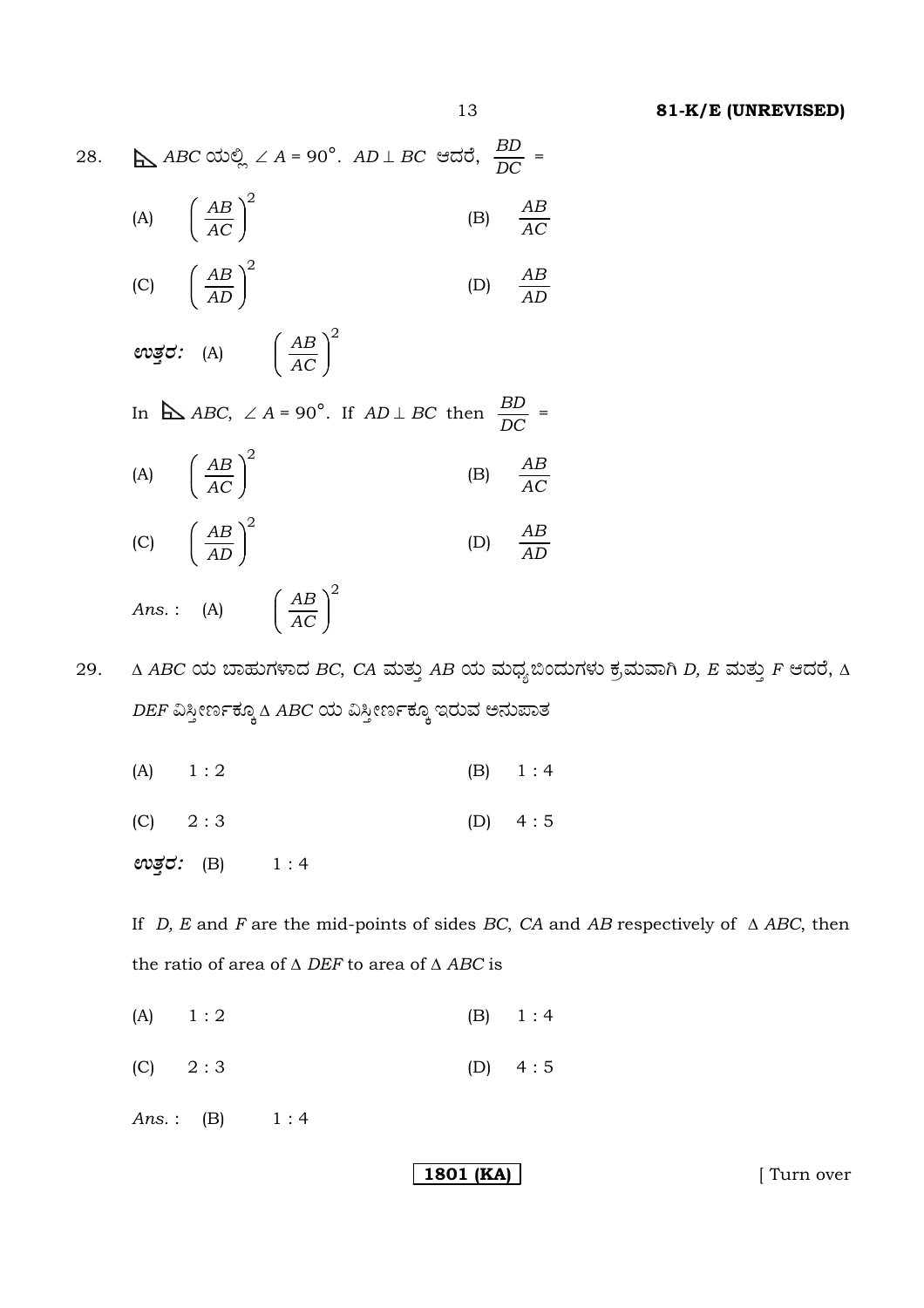28. $\triangle ABC$ ಯಲ್ಲಿ $\angle A = 90°$. $AD \perp BC$ ಆದರೆ, $\frac{BD}{DC}$ =

(A) $\left(\frac{AB}{AC}\right)^2$ (B) $\frac{AB}{AC}$

(C) $\left(\frac{AB}{AD}\right)^2$ (D) $\frac{AB}{AD}$

**ಉತ್ತರ:** (A) $\left(\frac{AB}{AC}\right)^2$

In $\triangle ABC$, $\angle A = 90°$. If $AD \perp BC$ then $\frac{BD}{DC}$ =

(A) $\left(\frac{AB}{AC}\right)^2$ (B) $\frac{AB}{AC}$

(C) $\left(\frac{AB}{AD}\right)^2$ (D) $\frac{AB}{AD}$

*Ans.* : (A) $\left(\frac{AB}{AC}\right)^2$

29. $\Delta$ *ABC* ಯ ಬಾಹುಗಳಾದ *BC, CA* ಮತ್ತು *AB* ಯ ಮಧ್ಯಬಿಂದುಗಳು ಕ್ರಮವಾಗಿ *D, E* ಮತ್ತು *F* ಆದರೆ, $\Delta$ *DEF* ವಿಸ್ತೀರ್ಣಕ್ಕೂ $\Delta$ *ABC* ಯ ವಿಸ್ತೀರ್ಣಕ್ಕೂ ಇರುವ ಅನುಪಾತ

(A) 1 : 2 (B) 1 : 4

(C) 2 : 3 (D) 4 : 5

**ಉತ್ತರ:** (B) 1 : 4

If *D, E* and *F* are the mid-points of sides *BC*, *CA* and *AB* respectively of $\Delta$ *ABC*, then the ratio of area of $\Delta$ *DEF* to area of $\Delta$ *ABC* is

(A) 1 : 2 (B) 1 : 4

(C) 2 : 3 (D) 4 : 5

*Ans.* : (B) 1 : 4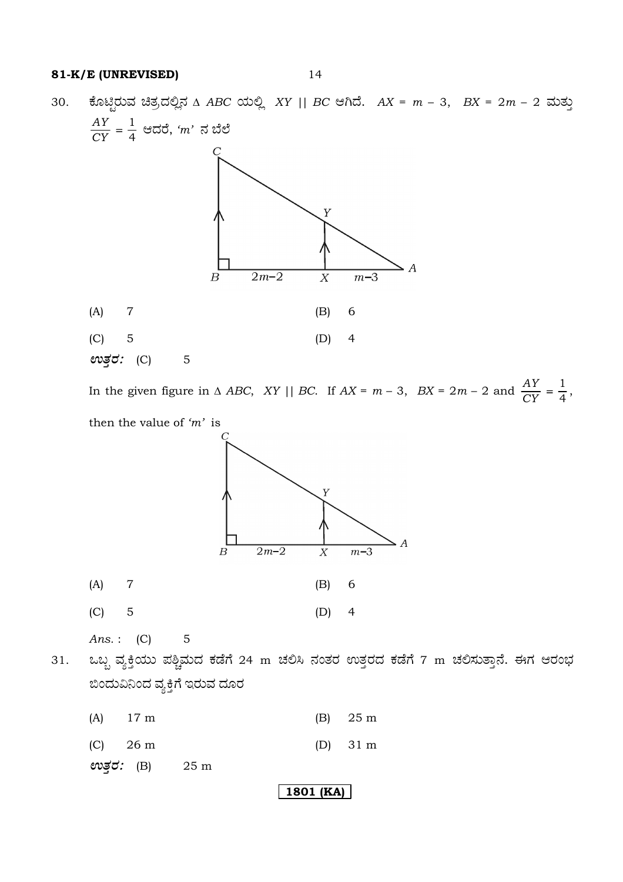30. ಕೊಟ್ಟಿರುವ ಚಿತ್ರದಲ್ಲಿನ $\Delta\ ABC$ ಯಲ್ಲಿ $XY \parallel BC$ ಆಗಿದೆ. $AX = m - 3$, $BX = 2m - 2$ ಮತ್ತು $\frac{AY}{CY} = \frac{1}{4}$ ಆದರೆ, '$m$' ನ ಬೆಲೆ

(A) 7 (B) 6

(C) 5 (D) 4

***ಉತ್ತರ:*** (C) 5

In the given figure in $\Delta\ ABC$, $XY \parallel BC$. If $AX = m - 3$, $BX = 2m - 2$ and $\frac{AY}{CY} = \frac{1}{4}$, then the value of '$m$' is

(A) 7 (B) 6

(C) 5 (D) 4

*Ans.* : (C) 5

31. ಒಬ್ಬ ವ್ಯಕ್ತಿಯು ಪಶ್ಚಿಮದ ಕಡೆಗೆ 24 m ಚಲಿಸಿ ನಂತರ ಉತ್ತರದ ಕಡೆಗೆ 7 m ಚಲಿಸುತ್ತಾನೆ. ಈಗ ಆರಂಭ ಬಿಂದುವಿನಿಂದ ವ್ಯಕ್ತಿಗೆ ಇರುವ ದೂರ

(A) 17 m (B) 25 m

(C) 26 m (D) 31 m

***ಉತ್ತರ:*** (B) 25 m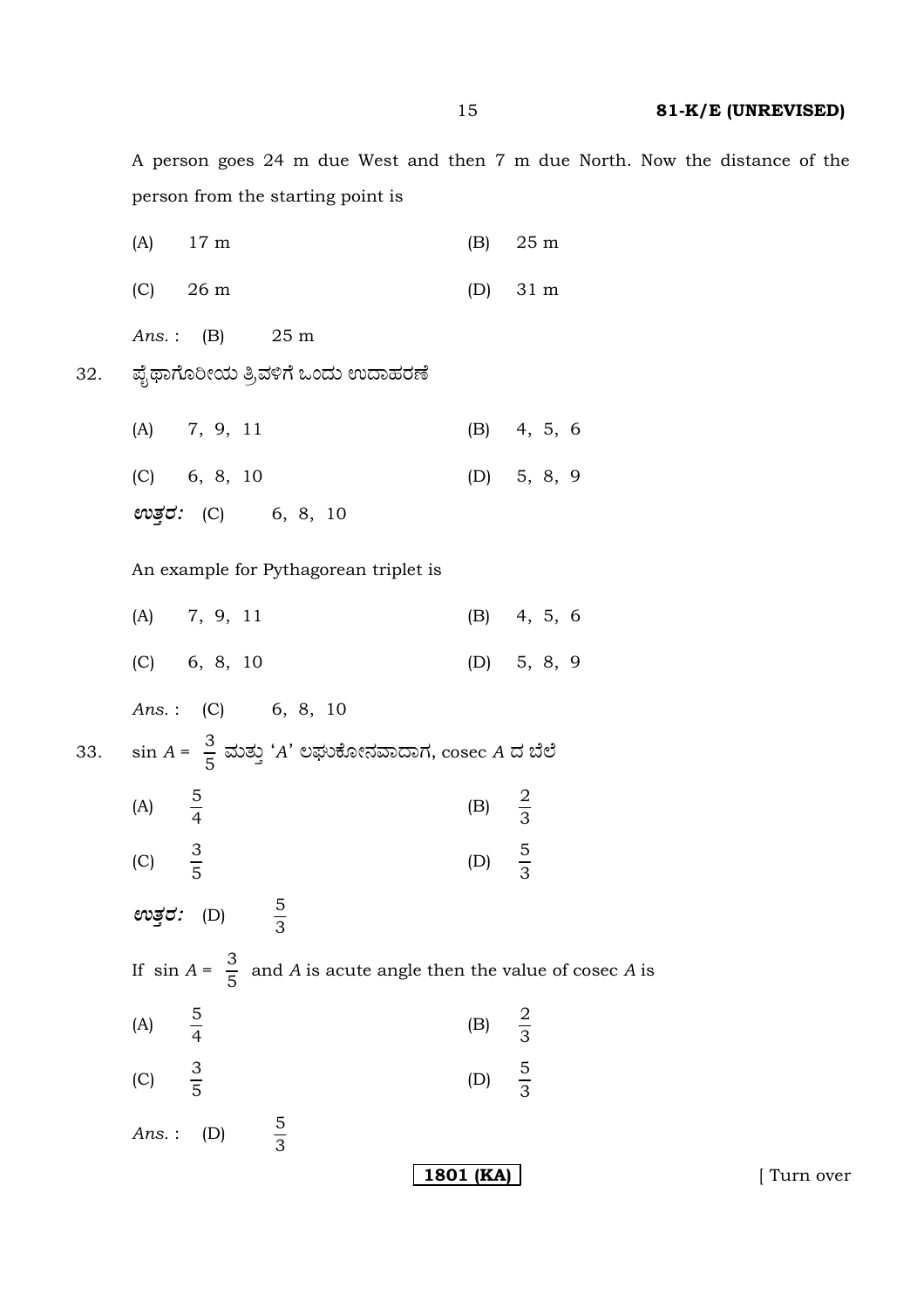A person goes 24 m due West and then 7 m due North. Now the distance of the person from the starting point is

(A) 17 m (B) 25 m

(C) 26 m (D) 31 m

*Ans.* : (B) 25 m

32. ಪೈಥಾಗೊರೀಯ ತ್ರಿವಳಿಗೆ ಒಂದು ಉದಾಹರಣೆ

(A) 7, 9, 11 (B) 4, 5, 6

(C) 6, 8, 10 (D) 5, 8, 9

***ಉತ್ತರ:*** (C) 6, 8, 10

An example for Pythagorean triplet is

(A) 7, 9, 11 (B) 4, 5, 6

(C) 6, 8, 10 (D) 5, 8, 9

*Ans.* : (C) 6, 8, 10

33. $\sin A = \frac{3}{5}$ ಮತ್ತು '$A$' ಲಘುಕೋನವಾದಾಗ, cosec $A$ ದ ಬೆಲೆ

(A) $\frac{5}{4}$ (B) $\frac{2}{3}$

(C) $\frac{3}{5}$ (D) $\frac{5}{3}$

***ಉತ್ತರ:*** (D) $\frac{5}{3}$

If $\sin A = \frac{3}{5}$ and $A$ is acute angle then the value of cosec $A$ is

(A) $\frac{5}{4}$ (B) $\frac{2}{3}$

(C) $\frac{3}{5}$ (D) $\frac{5}{3}$

*Ans.* : (D) $\frac{5}{3}$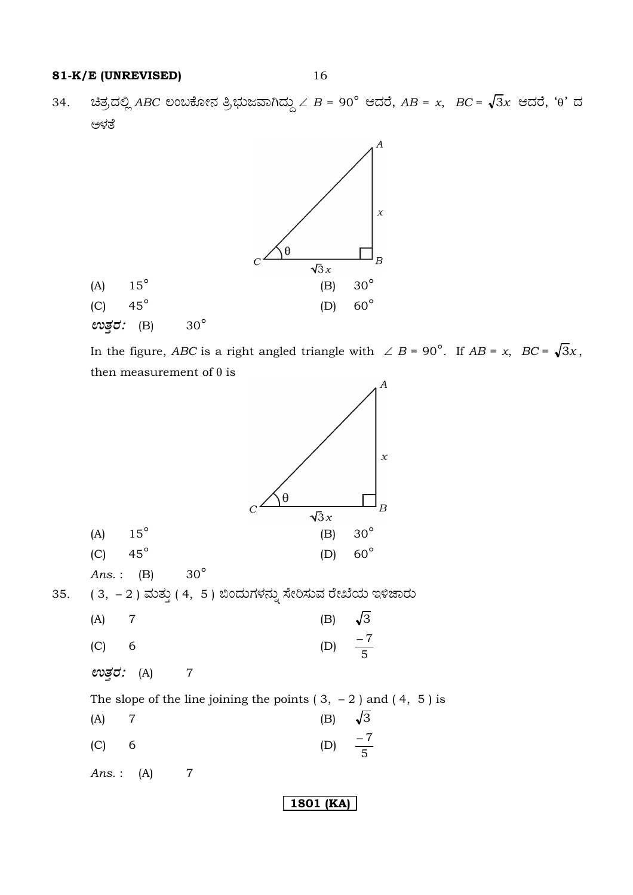34. ಚಿತ್ರದಲ್ಲಿ $ABC$ ಲಂಬಕೋನ ತ್ರಿಭುಜವಾಗಿದ್ದು $\angle B = 90^\circ$ ಆದರೆ, $AB = x$, $BC = \sqrt{3}x$ ಆದರೆ, '$\theta$' ದ ಅಳತೆ

(A) $15^\circ$ (B) $30^\circ$

(C) $45^\circ$ (D) $60^\circ$

***ಉತ್ತರ:*** (B) $30^\circ$

In the figure, $ABC$ is a right angled triangle with $\angle B = 90^\circ$. If $AB = x$, $BC = \sqrt{3}x$, then measurement of $\theta$ is

(A) $15^\circ$ (B) $30^\circ$

(C) $45^\circ$ (D) $60^\circ$

*Ans.* : (B) $30^\circ$

35. ( 3, – 2 ) ಮತ್ತು ( 4, 5 ) ಬಿಂದುಗಳನ್ನು ಸೇರಿಸುವ ರೇಖೆಯ ಇಳಿಜಾರು

(A) 7 (B) $\sqrt{3}$

(C) 6 (D) $\frac{-7}{5}$

***ಉತ್ತರ:*** (A) 7

The slope of the line joining the points ( 3, – 2 ) and ( 4, 5 ) is

(A) 7 (B) $\sqrt{3}$

(C) 6 (D) $\frac{-7}{5}$

*Ans.* : (A) 7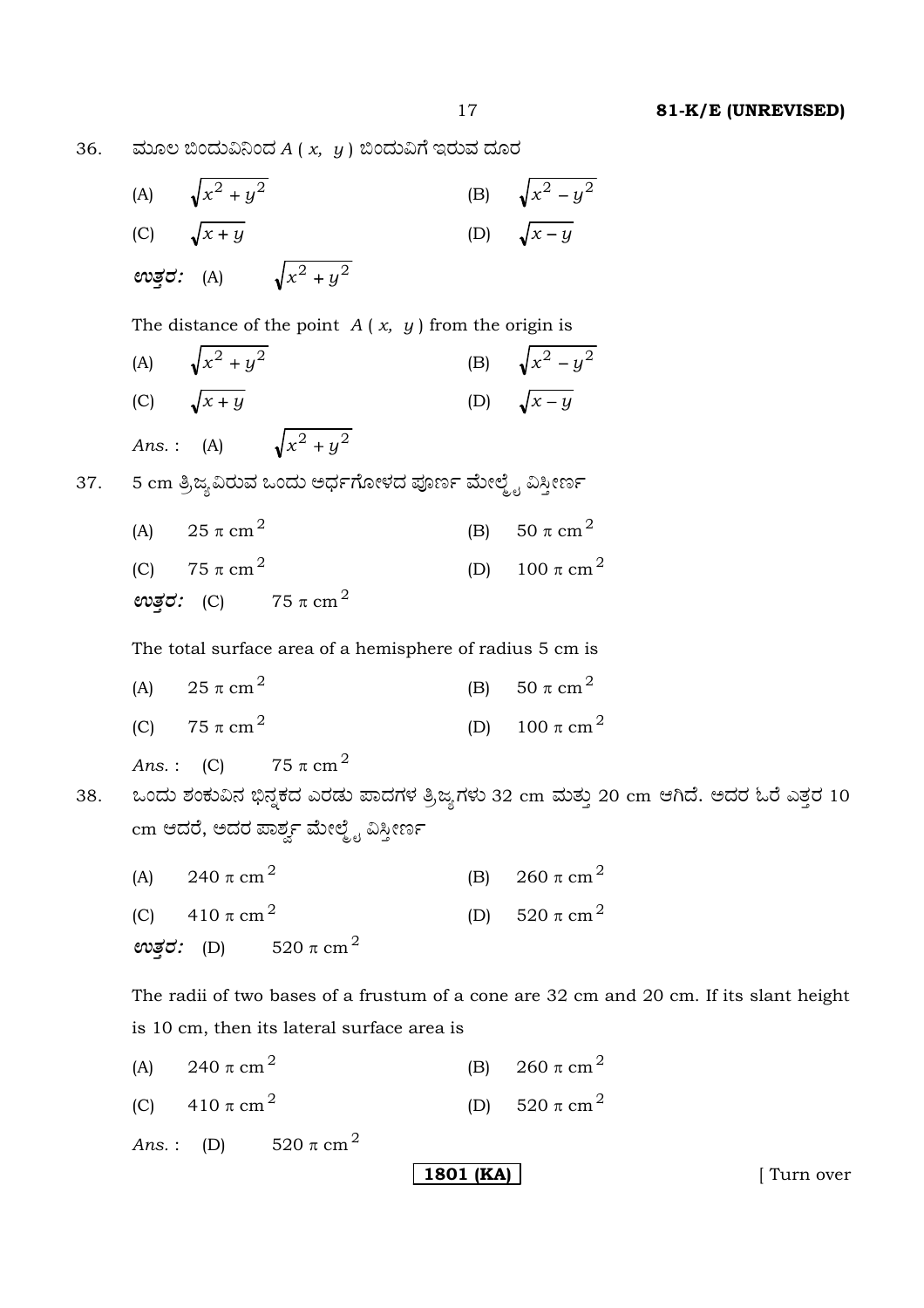36. ಮೂಲ ಬಿಂದುವಿನಿಂದ $A(x, y)$ ಬಿಂದುವಿಗೆ ಇರುವ ದೂರ

(A) $\sqrt{x^2 + y^2}$ (B) $\sqrt{x^2 - y^2}$

(C) $\sqrt{x + y}$ (D) $\sqrt{x - y}$

***ಉತ್ತರ:*** (A) $\sqrt{x^2 + y^2}$

The distance of the point $A(x, y)$ from the origin is

(A) $\sqrt{x^2 + y^2}$ (B) $\sqrt{x^2 - y^2}$

(C) $\sqrt{x + y}$ (D) $\sqrt{x - y}$

*Ans.* : (A) $\sqrt{x^2 + y^2}$

37. 5 cm ತ್ರಿಜ್ಯವಿರುವ ಒಂದು ಅರ್ಧಗೋಳದ ಪೂರ್ಣ ಮೇಲ್ಮೈ ವಿಸ್ತೀರ್ಣ

(A) $25\pi \text{ cm}^2$ (B) $50\pi \text{ cm}^2$

(C) $75\pi \text{ cm}^2$ (D) $100\pi \text{ cm}^2$

***ಉತ್ತರ:*** (C) $75\pi \text{ cm}^2$

The total surface area of a hemisphere of radius 5 cm is

(A) $25\pi \text{ cm}^2$ (B) $50\pi \text{ cm}^2$

(C) $75\pi \text{ cm}^2$ (D) $100\pi \text{ cm}^2$

*Ans.* : (C) $75\pi \text{ cm}^2$

38. ಒಂದು ಶಂಕುವಿನ ಭಿನ್ನಕದ ಎರಡು ಪಾದಗಳ ತ್ರಿಜ್ಯಗಳು 32 cm ಮತ್ತು 20 cm ಆಗಿದೆ. ಅದರ ಓರೆ ಎತ್ತರ 10 cm ಆದರೆ, ಅದರ ಪಾರ್ಶ್ವ ಮೇಲ್ಮೈ ವಿಸ್ತೀರ್ಣ

(A) $240\pi \text{ cm}^2$ (B) $260\pi \text{ cm}^2$

(C) $410\pi \text{ cm}^2$ (D) $520\pi \text{ cm}^2$

***ಉತ್ತರ:*** (D) $520\pi \text{ cm}^2$

The radii of two bases of a frustum of a cone are 32 cm and 20 cm. If its slant height is 10 cm, then its lateral surface area is

(A) $240\pi \text{ cm}^2$ (B) $260\pi \text{ cm}^2$

(C) $410\pi \text{ cm}^2$ (D) $520\pi \text{ cm}^2$

*Ans.* : (D) $520\pi \text{ cm}^2$

[ Turn over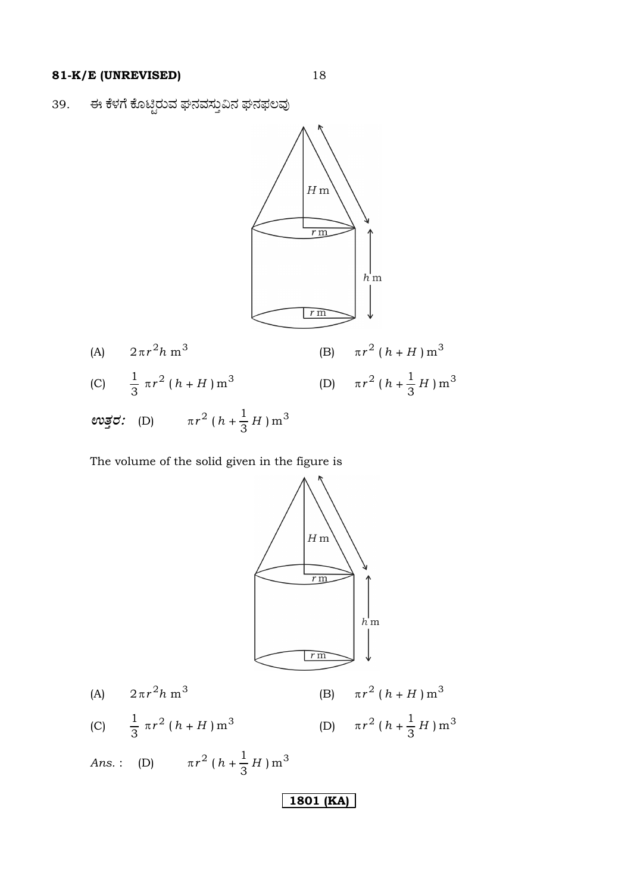39. ಈ ಕೆಳಗೆ ಕೊಟ್ಟಿರುವ ಘನವಸ್ತುವಿನ ಘನಫಲವು

(A) $2\pi r^2 h \text{ m}^3$

(B) $\pi r^2 (h + H) \text{ m}^3$

(C) $\frac{1}{3} \pi r^2 (h + H) \text{ m}^3$

(D) $\pi r^2 (h + \frac{1}{3} H) \text{ m}^3$

***ಉತ್ತರ:*** (D) $\pi r^2 (h + \frac{1}{3} H) \text{ m}^3$

The volume of the solid given in the figure is

(A) $2\pi r^2 h \text{ m}^3$

(B) $\pi r^2 (h + H) \text{ m}^3$

(C) $\frac{1}{3} \pi r^2 (h + H) \text{ m}^3$

(D) $\pi r^2 (h + \frac{1}{3} H) \text{ m}^3$

*Ans.* : (D) $\pi r^2 (h + \frac{1}{3} H) \text{ m}^3$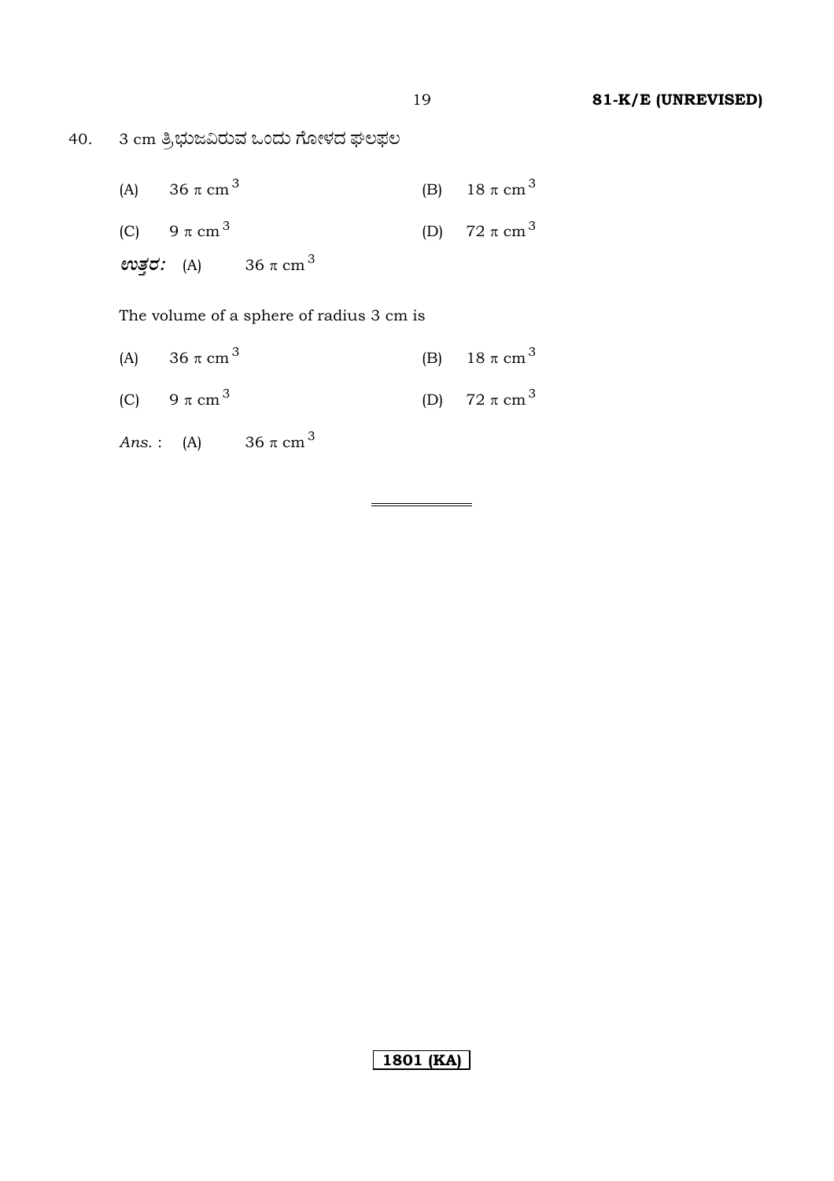40. 3 cm ತ್ರಿಭುಜವಿರುವ ಒಂದು ಗೋಳದ ಘಲಫಲ

(A) $36 \pi \text{ cm}^3$ (B) $18 \pi \text{ cm}^3$

(C) $9 \pi \text{ cm}^3$ (D) $72 \pi \text{ cm}^3$

***ಉತ್ತರ:*** (A) $36 \pi \text{ cm}^3$

The volume of a sphere of radius 3 cm is

(A) $36 \pi \text{ cm}^3$ (B) $18 \pi \text{ cm}^3$

(C) $9 \pi \text{ cm}^3$ (D) $72 \pi \text{ cm}^3$

*Ans.* : (A) $36 \pi \text{ cm}^3$